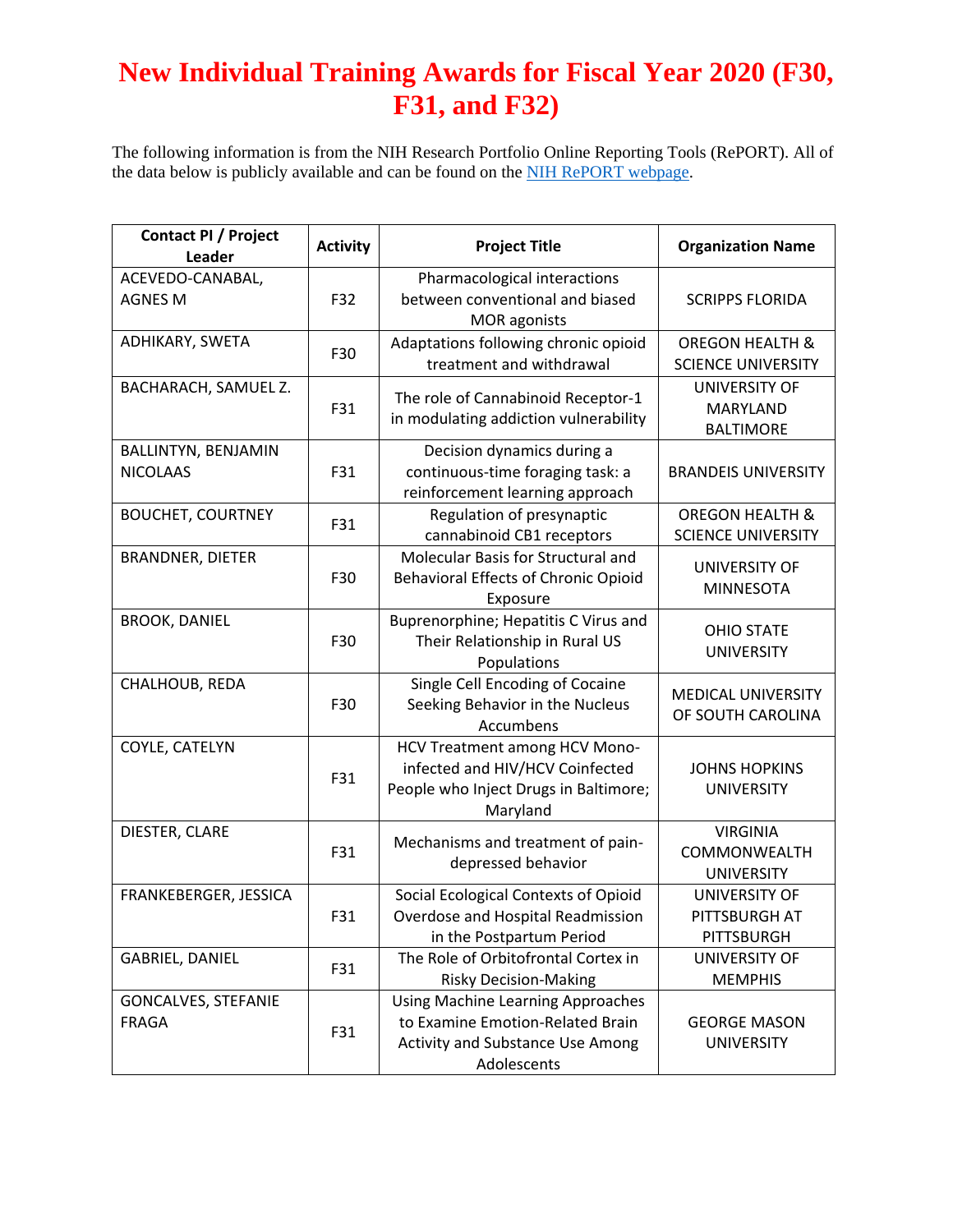# New Individual Training Awards for Fiscal Year 2020 (F30, F31, and F32)

The following information is from the NIH Research Portfolio Online Reporting Tools (RePORT). All of the data below is publicly available and can be found on the NIH RePORT webpage.

| Contact PI / Project Leader | Activity | Project Title | Organization Name |
|---|---|---|---|
| ACEVEDO-CANABAL, AGNES M | F32 | Pharmacological interactions between conventional and biased MOR agonists | SCRIPPS FLORIDA |
| ADHIKARY, SWETA | F30 | Adaptations following chronic opioid treatment and withdrawal | OREGON HEALTH & SCIENCE UNIVERSITY |
| BACHARACH, SAMUEL Z. | F31 | The role of Cannabinoid Receptor-1 in modulating addiction vulnerability | UNIVERSITY OF MARYLAND BALTIMORE |
| BALLINTYN, BENJAMIN NICOLAAS | F31 | Decision dynamics during a continuous-time foraging task: a reinforcement learning approach | BRANDEIS UNIVERSITY |
| BOUCHET, COURTNEY | F31 | Regulation of presynaptic cannabinoid CB1 receptors | OREGON HEALTH & SCIENCE UNIVERSITY |
| BRANDNER, DIETER | F30 | Molecular Basis for Structural and Behavioral Effects of Chronic Opioid Exposure | UNIVERSITY OF MINNESOTA |
| BROOK, DANIEL | F30 | Buprenorphine; Hepatitis C Virus and Their Relationship in Rural US Populations | OHIO STATE UNIVERSITY |
| CHALHOUB, REDA | F30 | Single Cell Encoding of Cocaine Seeking Behavior in the Nucleus Accumbens | MEDICAL UNIVERSITY OF SOUTH CAROLINA |
| COYLE, CATELYN | F31 | HCV Treatment among HCV Mono-infected and HIV/HCV Coinfected People who Inject Drugs in Baltimore; Maryland | JOHNS HOPKINS UNIVERSITY |
| DIESTER, CLARE | F31 | Mechanisms and treatment of pain-depressed behavior | VIRGINIA COMMONWEALTH UNIVERSITY |
| FRANKEBERGER, JESSICA | F31 | Social Ecological Contexts of Opioid Overdose and Hospital Readmission in the Postpartum Period | UNIVERSITY OF PITTSBURGH AT PITTSBURGH |
| GABRIEL, DANIEL | F31 | The Role of Orbitofrontal Cortex in Risky Decision-Making | UNIVERSITY OF MEMPHIS |
| GONCALVES, STEFANIE FRAGA | F31 | Using Machine Learning Approaches to Examine Emotion-Related Brain Activity and Substance Use Among Adolescents | GEORGE MASON UNIVERSITY |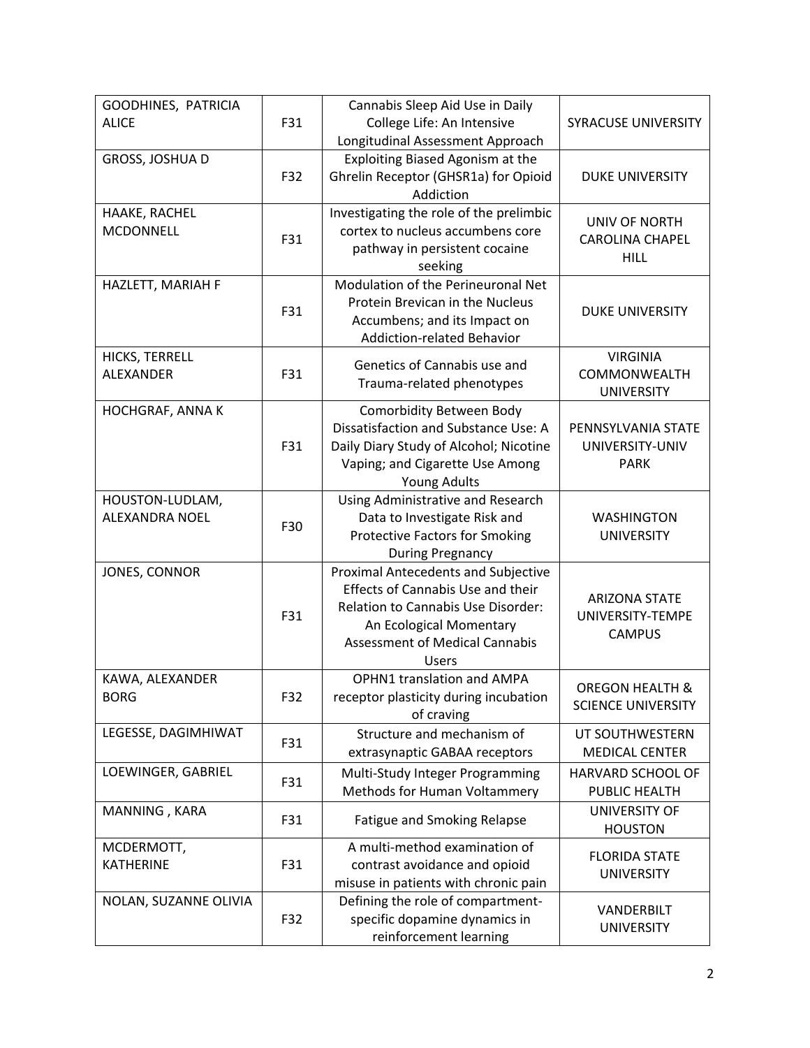| GOODHINES, PATRICIA ALICE | F31 | Cannabis Sleep Aid Use in Daily College Life: An Intensive Longitudinal Assessment Approach | SYRACUSE UNIVERSITY |
|---|---|---|---|
| GROSS, JOSHUA D | F32 | Exploiting Biased Agonism at the Ghrelin Receptor (GHSR1a) for Opioid Addiction | DUKE UNIVERSITY |
| HAAKE, RACHEL MCDONNELL | F31 | Investigating the role of the prelimbic cortex to nucleus accumbens core pathway in persistent cocaine seeking | UNIV OF NORTH CAROLINA CHAPEL HILL |
| HAZLETT, MARIAH F | F31 | Modulation of the Perineuronal Net Protein Brevican in the Nucleus Accumbens; and its Impact on Addiction-related Behavior | DUKE UNIVERSITY |
| HICKS, TERRELL ALEXANDER | F31 | Genetics of Cannabis use and Trauma-related phenotypes | VIRGINIA COMMONWEALTH UNIVERSITY |
| HOCHGRAF, ANNA K | F31 | Comorbidity Between Body Dissatisfaction and Substance Use: A Daily Diary Study of Alcohol; Nicotine Vaping; and Cigarette Use Among Young Adults | PENNSYLVANIA STATE UNIVERSITY-UNIV PARK |
| HOUSTON-LUDLAM, ALEXANDRA NOEL | F30 | Using Administrative and Research Data to Investigate Risk and Protective Factors for Smoking During Pregnancy | WASHINGTON UNIVERSITY |
| JONES, CONNOR | F31 | Proximal Antecedents and Subjective Effects of Cannabis Use and their Relation to Cannabis Use Disorder: An Ecological Momentary Assessment of Medical Cannabis Users | ARIZONA STATE UNIVERSITY-TEMPE CAMPUS |
| KAWA, ALEXANDER BORG | F32 | OPHN1 translation and AMPA receptor plasticity during incubation of craving | OREGON HEALTH & SCIENCE UNIVERSITY |
| LEGESSE, DAGIMHIWAT | F31 | Structure and mechanism of extrasynaptic GABAA receptors | UT SOUTHWESTERN MEDICAL CENTER |
| LOEWINGER, GABRIEL | F31 | Multi-Study Integer Programming Methods for Human Voltammery | HARVARD SCHOOL OF PUBLIC HEALTH |
| MANNING , KARA | F31 | Fatigue and Smoking Relapse | UNIVERSITY OF HOUSTON |
| MCDERMOTT, KATHERINE | F31 | A multi-method examination of contrast avoidance and opioid misuse in patients with chronic pain | FLORIDA STATE UNIVERSITY |
| NOLAN, SUZANNE OLIVIA | F32 | Defining the role of compartment-specific dopamine dynamics in reinforcement learning | VANDERBILT UNIVERSITY |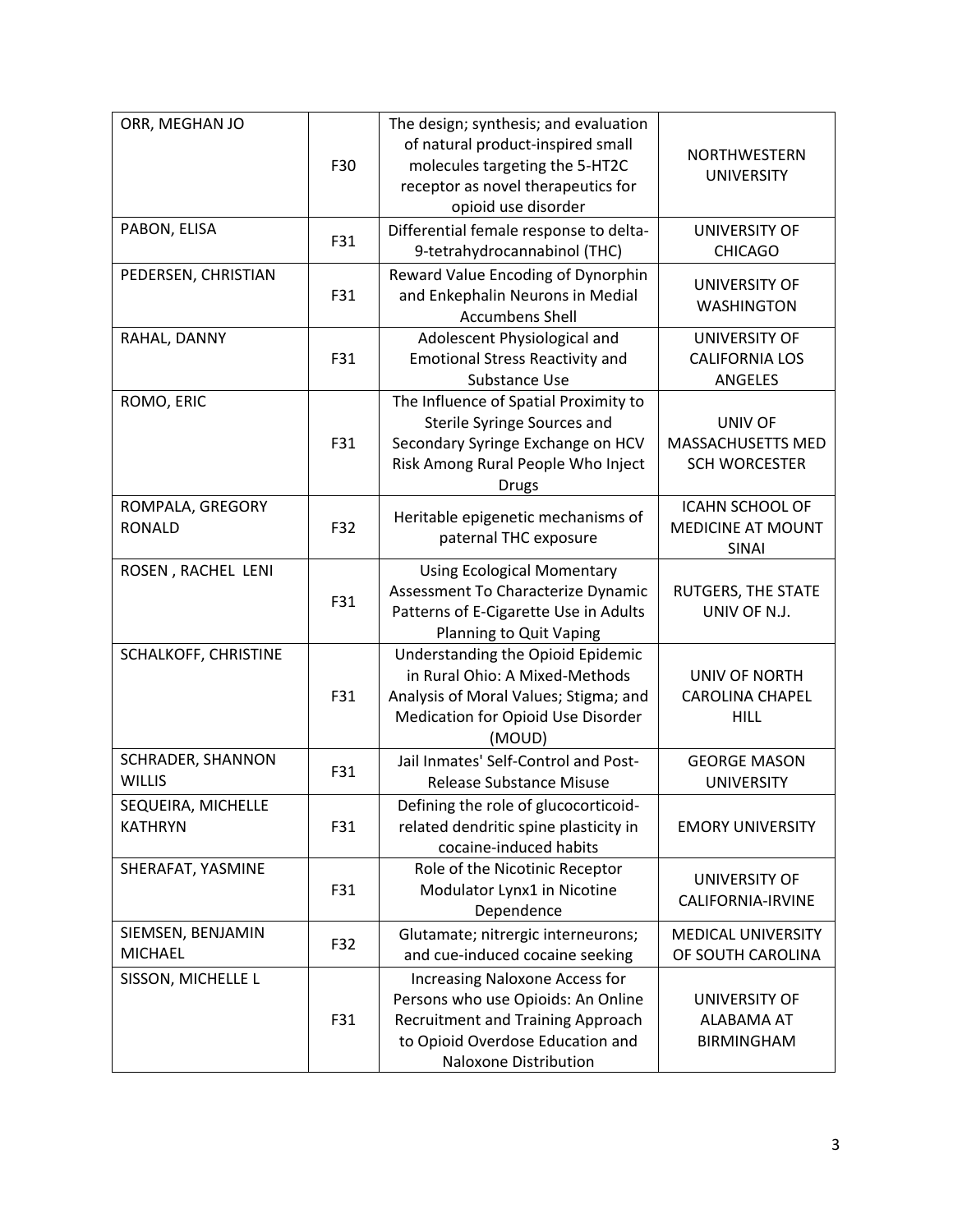| ORR, MEGHAN JO | F30 | The design; synthesis; and evaluation of natural product-inspired small molecules targeting the 5-HT2C receptor as novel therapeutics for opioid use disorder | NORTHWESTERN UNIVERSITY |
|---|---|---|---|
| PABON, ELISA | F31 | Differential female response to delta-9-tetrahydrocannabinol (THC) | UNIVERSITY OF CHICAGO |
| PEDERSEN, CHRISTIAN | F31 | Reward Value Encoding of Dynorphin and Enkephalin Neurons in Medial Accumbens Shell | UNIVERSITY OF WASHINGTON |
| RAHAL, DANNY | F31 | Adolescent Physiological and Emotional Stress Reactivity and Substance Use | UNIVERSITY OF CALIFORNIA LOS ANGELES |
| ROMO, ERIC | F31 | The Influence of Spatial Proximity to Sterile Syringe Sources and Secondary Syringe Exchange on HCV Risk Among Rural People Who Inject Drugs | UNIV OF MASSACHUSETTS MED SCH WORCESTER |
| ROMPALA, GREGORY RONALD | F32 | Heritable epigenetic mechanisms of paternal THC exposure | ICAHN SCHOOL OF MEDICINE AT MOUNT SINAI |
| ROSEN , RACHEL LENI | F31 | Using Ecological Momentary Assessment To Characterize Dynamic Patterns of E-Cigarette Use in Adults Planning to Quit Vaping | RUTGERS, THE STATE UNIV OF N.J. |
| SCHALKOFF, CHRISTINE | F31 | Understanding the Opioid Epidemic in Rural Ohio: A Mixed-Methods Analysis of Moral Values; Stigma; and Medication for Opioid Use Disorder (MOUD) | UNIV OF NORTH CAROLINA CHAPEL HILL |
| SCHRADER, SHANNON WILLIS | F31 | Jail Inmates' Self-Control and Post-Release Substance Misuse | GEORGE MASON UNIVERSITY |
| SEQUEIRA, MICHELLE KATHRYN | F31 | Defining the role of glucocorticoid-related dendritic spine plasticity in cocaine-induced habits | EMORY UNIVERSITY |
| SHERAFAT, YASMINE | F31 | Role of the Nicotinic Receptor Modulator Lynx1 in Nicotine Dependence | UNIVERSITY OF CALIFORNIA-IRVINE |
| SIEMSEN, BENJAMIN MICHAEL | F32 | Glutamate; nitrergic interneurons; and cue-induced cocaine seeking | MEDICAL UNIVERSITY OF SOUTH CAROLINA |
| SISSON, MICHELLE L | F31 | Increasing Naloxone Access for Persons who use Opioids: An Online Recruitment and Training Approach to Opioid Overdose Education and Naloxone Distribution | UNIVERSITY OF ALABAMA AT BIRMINGHAM |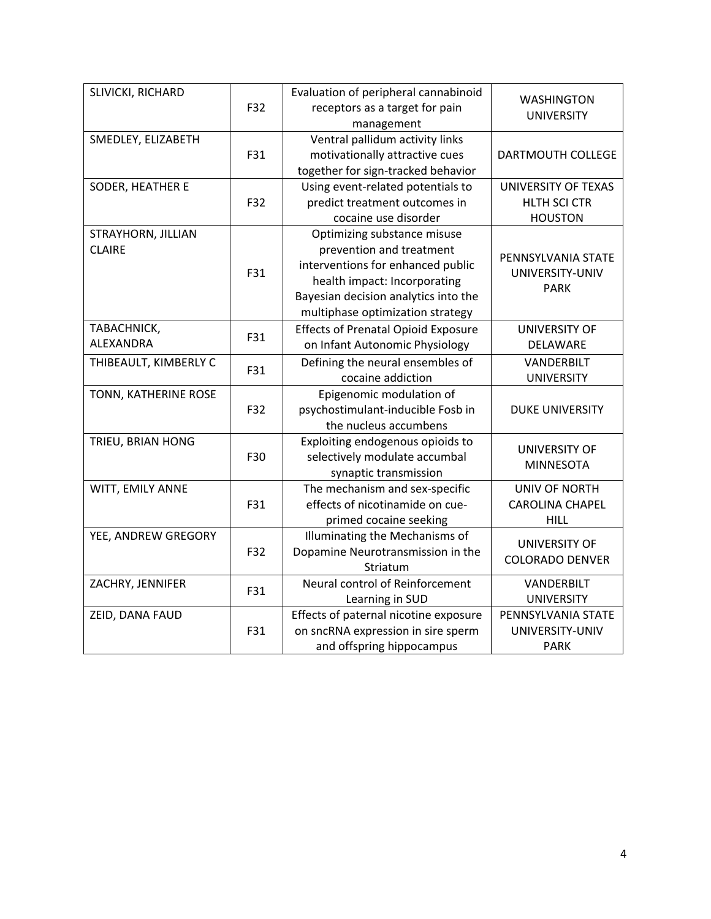| | | | |
|---|---|---|---|
| SLIVICKI, RICHARD | F32 | Evaluation of peripheral cannabinoid receptors as a target for pain management | WASHINGTON UNIVERSITY |
| SMEDLEY, ELIZABETH | F31 | Ventral pallidum activity links motivationally attractive cues together for sign-tracked behavior | DARTMOUTH COLLEGE |
| SODER, HEATHER E | F32 | Using event-related potentials to predict treatment outcomes in cocaine use disorder | UNIVERSITY OF TEXAS HLTH SCI CTR HOUSTON |
| STRAYHORN, JILLIAN CLAIRE | F31 | Optimizing substance misuse prevention and treatment interventions for enhanced public health impact: Incorporating Bayesian decision analytics into the multiphase optimization strategy | PENNSYLVANIA STATE UNIVERSITY-UNIV PARK |
| TABACHNICK, ALEXANDRA | F31 | Effects of Prenatal Opioid Exposure on Infant Autonomic Physiology | UNIVERSITY OF DELAWARE |
| THIBEAULT, KIMBERLY C | F31 | Defining the neural ensembles of cocaine addiction | VANDERBILT UNIVERSITY |
| TONN, KATHERINE ROSE | F32 | Epigenomic modulation of psychostimulant-inducible Fosb in the nucleus accumbens | DUKE UNIVERSITY |
| TRIEU, BRIAN HONG | F30 | Exploiting endogenous opioids to selectively modulate accumbal synaptic transmission | UNIVERSITY OF MINNESOTA |
| WITT, EMILY ANNE | F31 | The mechanism and sex-specific effects of nicotinamide on cue-primed cocaine seeking | UNIV OF NORTH CAROLINA CHAPEL HILL |
| YEE, ANDREW GREGORY | F32 | Illuminating the Mechanisms of Dopamine Neurotransmission in the Striatum | UNIVERSITY OF COLORADO DENVER |
| ZACHRY, JENNIFER | F31 | Neural control of Reinforcement Learning in SUD | VANDERBILT UNIVERSITY |
| ZEID, DANA FAUD | F31 | Effects of paternal nicotine exposure on sncRNA expression in sire sperm and offspring hippocampus | PENNSYLVANIA STATE UNIVERSITY-UNIV PARK |